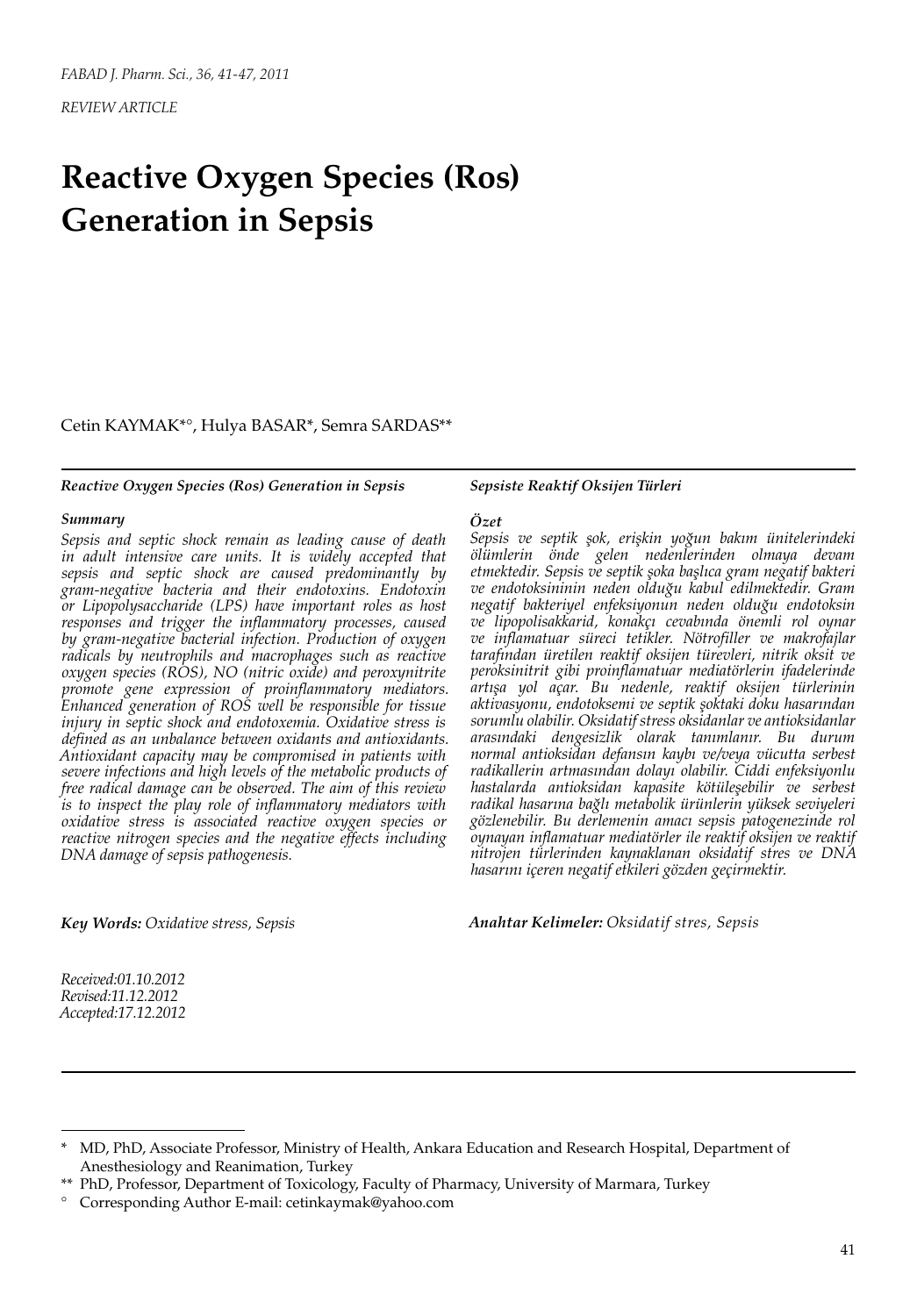*REVIEW ARTICLE*

# Reactive Oxygen Species (Ros) Generation in Sepsis

Cetin KAYMAK*°, Hulya BASAR*, Semra SARDAS**

***Reactive Oxygen Species (Ros) Generation in Sepsis***

***Summary***

*Sepsis and septic shock remain as leading cause of death in adult intensive care units. It is widely accepted that sepsis and septic shock are caused predominantly by gram-negative bacteria and their endotoxins. Endotoxin or Lipopolysaccharide (LPS) have important roles as host responses and trigger the inflammatory processes, caused by gram-negative bacterial infection. Production of oxygen radicals by neutrophils and macrophages such as reactive oxygen species (ROS), NO (nitric oxide) and peroxynitrite promote gene expression of proinflammatory mediators. Enhanced generation of ROS well be responsible for tissue injury in septic shock and endotoxemia. Oxidative stress is defined as an unbalance between oxidants and antioxidants. Antioxidant capacity may be compromised in patients with severe infections and high levels of the metabolic products of free radical damage can be observed. The aim of this review is to inspect the play role of inflammatory mediators with oxidative stress is associated reactive oxygen species or reactive nitrogen species and the negative effects including DNA damage of sepsis pathogenesis.*

***Key Words:*** *Oxidative stress, Sepsis*

*Received:01.10.2012*
*Revised:11.12.2012*
*Accepted:17.12.2012*

***Sepsiste Reaktif Oksijen Türleri***

***Özet***

*Sepsis ve septik şok, erişkin yoğun bakım ünitelerindeki ölümlerin önde gelen nedenlerinden olmaya devam etmektedir. Sepsis ve septik şoka başlıca gram negatif bakteri ve endotoksininin neden olduğu kabul edilmektedir. Gram negatif bakteriyel enfeksiyonun neden olduğu endotoksin ve lipopolisakkarid, konakçı cevabında önemli rol oynar ve inflamatuar süreci tetikler. Nötrofiller ve makrofajlar tarafından üretilen reaktif oksijen türevleri, nitrik oksit ve peroksinitrit gibi proinflamatuar mediatörlerin ifadelerinde artışa yol açar. Bu nedenle, reaktif oksijen türlerinin aktivasyonu, endotoksemi ve septik şoktaki doku hasarından sorumlu olabilir. Oksidatif stress oksidanlar ve antioksidanlar arasındaki dengesizlik olarak tanımlanır. Bu durum normal antioksidan defansın kaybı ve/veya vücutta serbest radikallerin artmasından dolayı olabilir. Ciddi enfeksiyonlu hastalarda antioksidan kapasite kötüleşebilir ve serbest radikal hasarına bağlı metabolik ürünlerin yüksek seviyeleri gözlenebilir. Bu derlemenin amacı sepsis patogenezinde rol oynayan inflamatuar mediatörler ile reaktif oksijen ve reaktif nitrojen türlerinden kaynaklanan oksidatif stres ve DNA hasarını içeren negatif etkileri gözden geçirmektir.*

***Anahtar Kelimeler:*** *Oksidatif stres, Sepsis*

---

\* MD, PhD, Associate Professor, Ministry of Health, Ankara Education and Research Hospital, Department of Anesthesiology and Reanimation, Turkey

** PhD, Professor, Department of Toxicology, Faculty of Pharmacy, University of Marmara, Turkey

° Corresponding Author E-mail: cetinkaymak@yahoo.com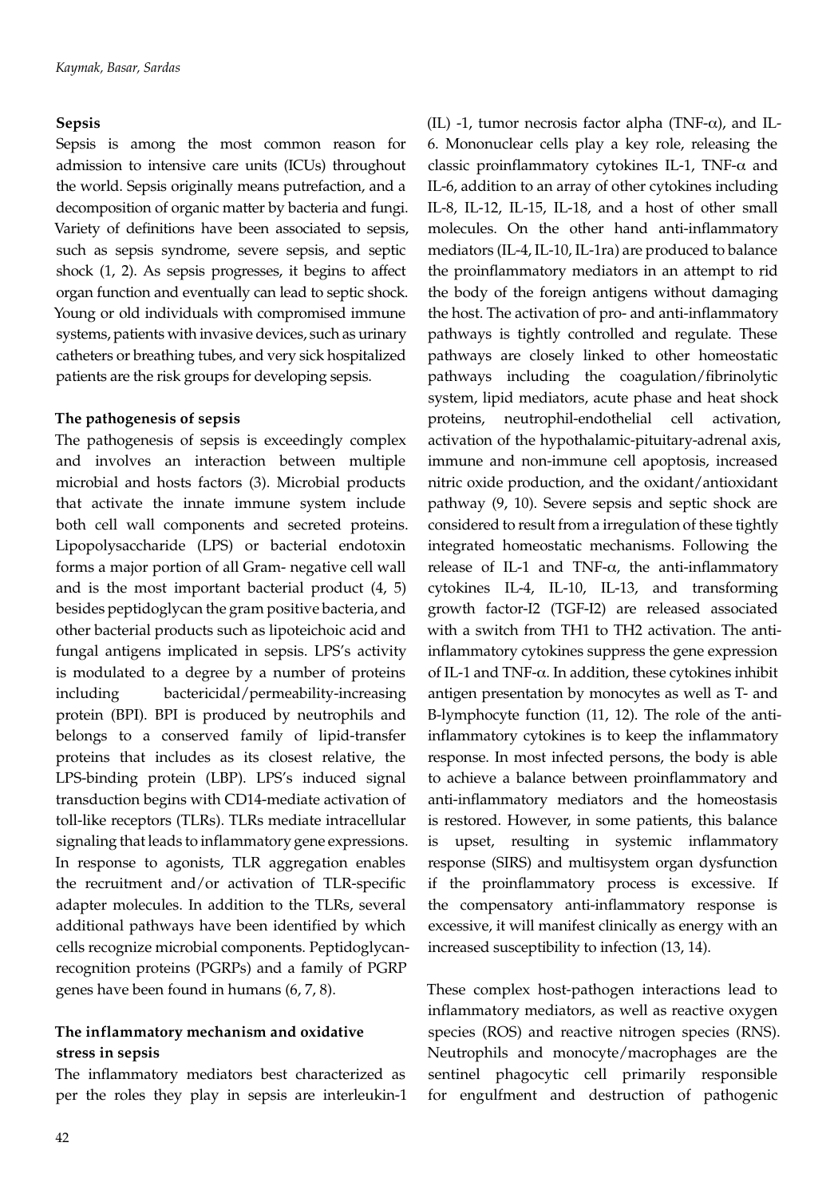## Sepsis

Sepsis is among the most common reason for admission to intensive care units (ICUs) throughout the world. Sepsis originally means putrefaction, and a decomposition of organic matter by bacteria and fungi. Variety of definitions have been associated to sepsis, such as sepsis syndrome, severe sepsis, and septic shock (1, 2). As sepsis progresses, it begins to affect organ function and eventually can lead to septic shock. Young or old individuals with compromised immune systems, patients with invasive devices, such as urinary catheters or breathing tubes, and very sick hospitalized patients are the risk groups for developing sepsis.

## The pathogenesis of sepsis

The pathogenesis of sepsis is exceedingly complex and involves an interaction between multiple microbial and hosts factors (3). Microbial products that activate the innate immune system include both cell wall components and secreted proteins. Lipopolysaccharide (LPS) or bacterial endotoxin forms a major portion of all Gram- negative cell wall and is the most important bacterial product (4, 5) besides peptidoglycan the gram positive bacteria, and other bacterial products such as lipoteichoic acid and fungal antigens implicated in sepsis. LPS's activity is modulated to a degree by a number of proteins including bactericidal/permeability-increasing protein (BPI). BPI is produced by neutrophils and belongs to a conserved family of lipid-transfer proteins that includes as its closest relative, the LPS-binding protein (LBP). LPS's induced signal transduction begins with CD14-mediate activation of toll-like receptors (TLRs). TLRs mediate intracellular signaling that leads to inflammatory gene expressions. In response to agonists, TLR aggregation enables the recruitment and/or activation of TLR-specific adapter molecules. In addition to the TLRs, several additional pathways have been identified by which cells recognize microbial components. Peptidoglycan-recognition proteins (PGRPs) and a family of PGRP genes have been found in humans (6, 7, 8).

## The inflammatory mechanism and oxidative stress in sepsis

The inflammatory mediators best characterized as per the roles they play in sepsis are interleukin-1 (IL) -1, tumor necrosis factor alpha (TNF-α), and IL-6. Mononuclear cells play a key role, releasing the classic proinflammatory cytokines IL-1, TNF-α and IL-6, addition to an array of other cytokines including IL-8, IL-12, IL-15, IL-18, and a host of other small molecules. On the other hand anti-inflammatory mediators (IL-4, IL-10, IL-1ra) are produced to balance the proinflammatory mediators in an attempt to rid the body of the foreign antigens without damaging the host. The activation of pro- and anti-inflammatory pathways is tightly controlled and regulate. These pathways are closely linked to other homeostatic pathways including the coagulation/fibrinolytic system, lipid mediators, acute phase and heat shock proteins, neutrophil-endothelial cell activation, activation of the hypothalamic-pituitary-adrenal axis, immune and non-immune cell apoptosis, increased nitric oxide production, and the oxidant/antioxidant pathway (9, 10). Severe sepsis and septic shock are considered to result from a irregulation of these tightly integrated homeostatic mechanisms. Following the release of IL-1 and TNF-α, the anti-inflammatory cytokines IL-4, IL-10, IL-13, and transforming growth factor-I2 (TGF-I2) are released associated with a switch from TH1 to TH2 activation. The anti-inflammatory cytokines suppress the gene expression of IL-1 and TNF-α. In addition, these cytokines inhibit antigen presentation by monocytes as well as T- and B-lymphocyte function (11, 12). The role of the anti-inflammatory cytokines is to keep the inflammatory response. In most infected persons, the body is able to achieve a balance between proinflammatory and anti-inflammatory mediators and the homeostasis is restored. However, in some patients, this balance is upset, resulting in systemic inflammatory response (SIRS) and multisystem organ dysfunction if the proinflammatory process is excessive. If the compensatory anti-inflammatory response is excessive, it will manifest clinically as energy with an increased susceptibility to infection (13, 14).

These complex host-pathogen interactions lead to inflammatory mediators, as well as reactive oxygen species (ROS) and reactive nitrogen species (RNS). Neutrophils and monocyte/macrophages are the sentinel phagocytic cell primarily responsible for engulfment and destruction of pathogenic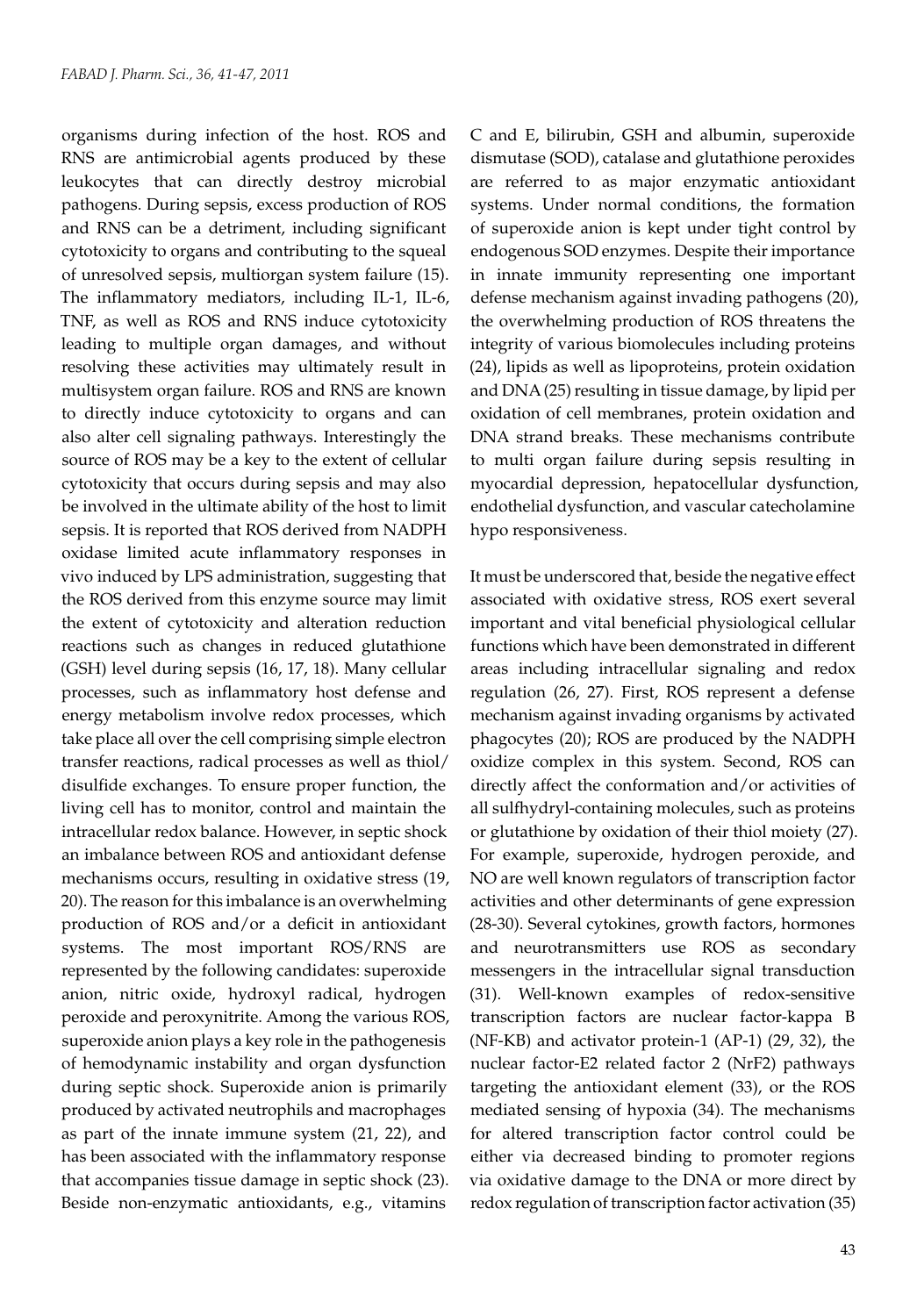organisms during infection of the host. ROS and RNS are antimicrobial agents produced by these leukocytes that can directly destroy microbial pathogens. During sepsis, excess production of ROS and RNS can be a detriment, including significant cytotoxicity to organs and contributing to the squeal of unresolved sepsis, multiorgan system failure (15). The inflammatory mediators, including IL-1, IL-6, TNF, as well as ROS and RNS induce cytotoxicity leading to multiple organ damages, and without resolving these activities may ultimately result in multisystem organ failure. ROS and RNS are known to directly induce cytotoxicity to organs and can also alter cell signaling pathways. Interestingly the source of ROS may be a key to the extent of cellular cytotoxicity that occurs during sepsis and may also be involved in the ultimate ability of the host to limit sepsis. It is reported that ROS derived from NADPH oxidase limited acute inflammatory responses in vivo induced by LPS administration, suggesting that the ROS derived from this enzyme source may limit the extent of cytotoxicity and alteration reduction reactions such as changes in reduced glutathione (GSH) level during sepsis (16, 17, 18). Many cellular processes, such as inflammatory host defense and energy metabolism involve redox processes, which take place all over the cell comprising simple electron transfer reactions, radical processes as well as thiol/ disulfide exchanges. To ensure proper function, the living cell has to monitor, control and maintain the intracellular redox balance. However, in septic shock an imbalance between ROS and antioxidant defense mechanisms occurs, resulting in oxidative stress (19, 20). The reason for this imbalance is an overwhelming production of ROS and/or a deficit in antioxidant systems. The most important ROS/RNS are represented by the following candidates: superoxide anion, nitric oxide, hydroxyl radical, hydrogen peroxide and peroxynitrite. Among the various ROS, superoxide anion plays a key role in the pathogenesis of hemodynamic instability and organ dysfunction during septic shock. Superoxide anion is primarily produced by activated neutrophils and macrophages as part of the innate immune system (21, 22), and has been associated with the inflammatory response that accompanies tissue damage in septic shock (23). Beside non-enzymatic antioxidants, e.g., vitamins C and E, bilirubin, GSH and albumin, superoxide dismutase (SOD), catalase and glutathione peroxides are referred to as major enzymatic antioxidant systems. Under normal conditions, the formation of superoxide anion is kept under tight control by endogenous SOD enzymes. Despite their importance in innate immunity representing one important defense mechanism against invading pathogens (20), the overwhelming production of ROS threatens the integrity of various biomolecules including proteins (24), lipids as well as lipoproteins, protein oxidation and DNA (25) resulting in tissue damage, by lipid per oxidation of cell membranes, protein oxidation and DNA strand breaks. These mechanisms contribute to multi organ failure during sepsis resulting in myocardial depression, hepatocellular dysfunction, endothelial dysfunction, and vascular catecholamine hypo responsiveness.

It must be underscored that, beside the negative effect associated with oxidative stress, ROS exert several important and vital beneficial physiological cellular functions which have been demonstrated in different areas including intracellular signaling and redox regulation (26, 27). First, ROS represent a defense mechanism against invading organisms by activated phagocytes (20); ROS are produced by the NADPH oxidize complex in this system. Second, ROS can directly affect the conformation and/or activities of all sulfhydryl-containing molecules, such as proteins or glutathione by oxidation of their thiol moiety (27). For example, superoxide, hydrogen peroxide, and NO are well known regulators of transcription factor activities and other determinants of gene expression (28-30). Several cytokines, growth factors, hormones and neurotransmitters use ROS as secondary messengers in the intracellular signal transduction (31). Well-known examples of redox-sensitive transcription factors are nuclear factor-kappa B (NF-KB) and activator protein-1 (AP-1) (29, 32), the nuclear factor-E2 related factor 2 (NrF2) pathways targeting the antioxidant element (33), or the ROS mediated sensing of hypoxia (34). The mechanisms for altered transcription factor control could be either via decreased binding to promoter regions via oxidative damage to the DNA or more direct by redox regulation of transcription factor activation (35)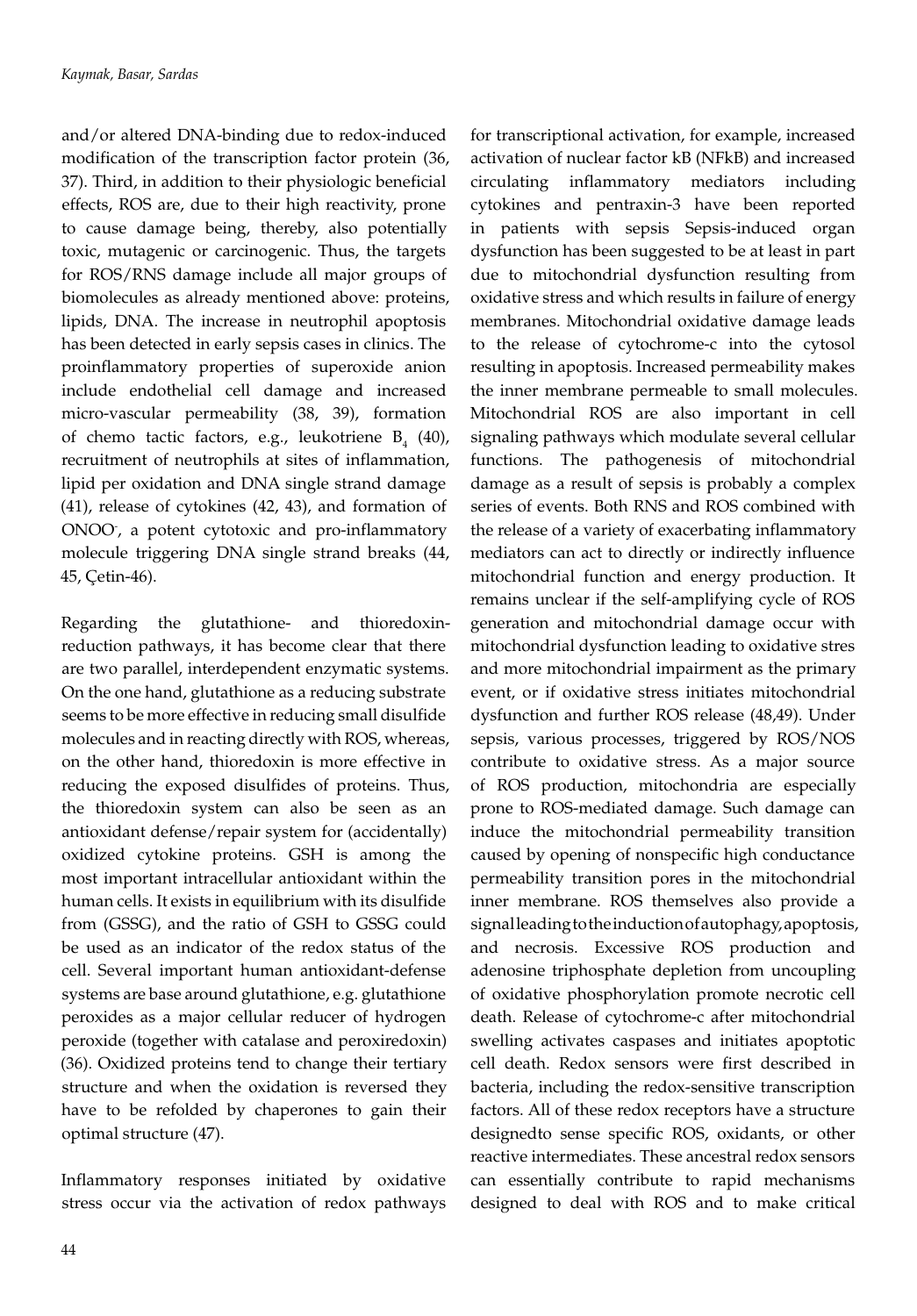and/or altered DNA-binding due to redox-induced modification of the transcription factor protein (36, 37). Third, in addition to their physiologic beneficial effects, ROS are, due to their high reactivity, prone to cause damage being, thereby, also potentially toxic, mutagenic or carcinogenic. Thus, the targets for ROS/RNS damage include all major groups of biomolecules as already mentioned above: proteins, lipids, DNA. The increase in neutrophil apoptosis has been detected in early sepsis cases in clinics. The proinflammatory properties of superoxide anion include endothelial cell damage and increased micro-vascular permeability (38, 39), formation of chemo tactic factors, e.g., leukotriene $B_4$ (40), recruitment of neutrophils at sites of inflammation, lipid per oxidation and DNA single strand damage (41), release of cytokines (42, 43), and formation of $ONOO^-$, a potent cytotoxic and pro-inflammatory molecule triggering DNA single strand breaks (44, 45, Çetin-46).

Regarding the glutathione- and thioredoxin-reduction pathways, it has become clear that there are two parallel, interdependent enzymatic systems. On the one hand, glutathione as a reducing substrate seems to be more effective in reducing small disulfide molecules and in reacting directly with ROS, whereas, on the other hand, thioredoxin is more effective in reducing the exposed disulfides of proteins. Thus, the thioredoxin system can also be seen as an antioxidant defense/repair system for (accidentally) oxidized cytokine proteins. GSH is among the most important intracellular antioxidant within the human cells. It exists in equilibrium with its disulfide from (GSSG), and the ratio of GSH to GSSG could be used as an indicator of the redox status of the cell. Several important human antioxidant-defense systems are base around glutathione, e.g. glutathione peroxides as a major cellular reducer of hydrogen peroxide (together with catalase and peroxiredoxin) (36). Oxidized proteins tend to change their tertiary structure and when the oxidation is reversed they have to be refolded by chaperones to gain their optimal structure (47).

Inflammatory responses initiated by oxidative stress occur via the activation of redox pathways for transcriptional activation, for example, increased activation of nuclear factor kB (NFkB) and increased circulating inflammatory mediators including cytokines and pentraxin-3 have been reported in patients with sepsis Sepsis-induced organ dysfunction has been suggested to be at least in part due to mitochondrial dysfunction resulting from oxidative stress and which results in failure of energy membranes. Mitochondrial oxidative damage leads to the release of cytochrome-c into the cytosol resulting in apoptosis. Increased permeability makes the inner membrane permeable to small molecules. Mitochondrial ROS are also important in cell signaling pathways which modulate several cellular functions. The pathogenesis of mitochondrial damage as a result of sepsis is probably a complex series of events. Both RNS and ROS combined with the release of a variety of exacerbating inflammatory mediators can act to directly or indirectly influence mitochondrial function and energy production. It remains unclear if the self-amplifying cycle of ROS generation and mitochondrial damage occur with mitochondrial dysfunction leading to oxidative stres and more mitochondrial impairment as the primary event, or if oxidative stress initiates mitochondrial dysfunction and further ROS release (48,49). Under sepsis, various processes, triggered by ROS/NOS contribute to oxidative stress. As a major source of ROS production, mitochondria are especially prone to ROS-mediated damage. Such damage can induce the mitochondrial permeability transition caused by opening of nonspecific high conductance permeability transition pores in the mitochondrial inner membrane. ROS themselves also provide a signal leading to the induction of autophagy, apoptosis, and necrosis. Excessive ROS production and adenosine triphosphate depletion from uncoupling of oxidative phosphorylation promote necrotic cell death. Release of cytochrome-c after mitochondrial swelling activates caspases and initiates apoptotic cell death. Redox sensors were first described in bacteria, including the redox-sensitive transcription factors. All of these redox receptors have a structure designedto sense specific ROS, oxidants, or other reactive intermediates. These ancestral redox sensors can essentially contribute to rapid mechanisms designed to deal with ROS and to make critical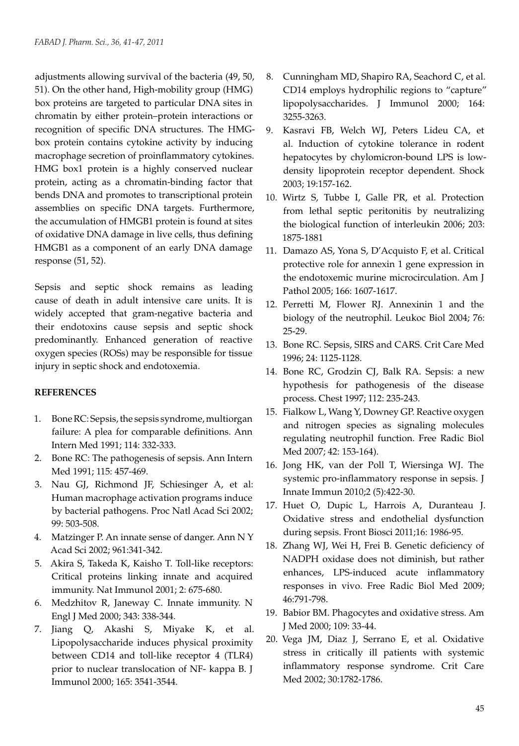adjustments allowing survival of the bacteria (49, 50, 51). On the other hand, High-mobility group (HMG) box proteins are targeted to particular DNA sites in chromatin by either protein–protein interactions or recognition of specific DNA structures. The HMG-box protein contains cytokine activity by inducing macrophage secretion of proinflammatory cytokines. HMG box1 protein is a highly conserved nuclear protein, acting as a chromatin-binding factor that bends DNA and promotes to transcriptional protein assemblies on specific DNA targets. Furthermore, the accumulation of HMGB1 protein is found at sites of oxidative DNA damage in live cells, thus defining HMGB1 as a component of an early DNA damage response (51, 52).

Sepsis and septic shock remains as leading cause of death in adult intensive care units. It is widely accepted that gram-negative bacteria and their endotoxins cause sepsis and septic shock predominantly. Enhanced generation of reactive oxygen species (ROSs) may be responsible for tissue injury in septic shock and endotoxemia.

**REFERENCES**

1. Bone RC: Sepsis, the sepsis syndrome, multiorgan failure: A plea for comparable definitions. Ann Intern Med 1991; 114: 332-333.
2. Bone RC: The pathogenesis of sepsis. Ann Intern Med 1991; 115: 457-469.
3. Nau GJ, Richmond JF, Schiesinger A, et al: Human macrophage activation programs induce by bacterial pathogens. Proc Natl Acad Sci 2002; 99: 503-508.
4. Matzinger P. An innate sense of danger. Ann N Y Acad Sci 2002; 961:341-342.
5. Akira S, Takeda K, Kaisho T. Toll-like receptors: Critical proteins linking innate and acquired immunity. Nat Immunol 2001; 2: 675-680.
6. Medzhitov R, Janeway C. Innate immunity. N Engl J Med 2000; 343: 338-344.
7. Jiang Q, Akashi S, Miyake K, et al. Lipopolysaccharide induces physical proximity between CD14 and toll-like receptor 4 (TLR4) prior to nuclear translocation of NF- kappa B. J Immunol 2000; 165: 3541-3544.
8. Cunningham MD, Shapiro RA, Seachord C, et al. CD14 employs hydrophilic regions to "capture" lipopolysaccharides. J Immunol 2000; 164: 3255-3263.
9. Kasravi FB, Welch WJ, Peters Lideu CA, et al. Induction of cytokine tolerance in rodent hepatocytes by chylomicron-bound LPS is low-density lipoprotein receptor dependent. Shock 2003; 19:157-162.
10. Wirtz S, Tubbe I, Galle PR, et al. Protection from lethal septic peritonitis by neutralizing the biological function of interleukin 2006; 203: 1875-1881
11. Damazo AS, Yona S, D'Acquisto F, et al. Critical protective role for annexin 1 gene expression in the endotoxemic murine microcirculation. Am J Pathol 2005; 166: 1607-1617.
12. Perretti M, Flower RJ. Annexinin 1 and the biology of the neutrophil. Leukoc Biol 2004; 76: 25-29.
13. Bone RC. Sepsis, SIRS and CARS. Crit Care Med 1996; 24: 1125-1128.
14. Bone RC, Grodzin CJ, Balk RA. Sepsis: a new hypothesis for pathogenesis of the disease process. Chest 1997; 112: 235-243.
15. Fialkow L, Wang Y, Downey GP. Reactive oxygen and nitrogen species as signaling molecules regulating neutrophil function. Free Radic Biol Med 2007; 42: 153-164).
16. Jong HK, van der Poll T, Wiersinga WJ. The systemic pro-inflammatory response in sepsis. J Innate Immun 2010;2 (5):422-30.
17. Huet O, Dupic L, Harrois A, Duranteau J. Oxidative stress and endothelial dysfunction during sepsis. Front Biosci 2011;16: 1986-95.
18. Zhang WJ, Wei H, Frei B. Genetic deficiency of NADPH oxidase does not diminish, but rather enhances, LPS-induced acute inflammatory responses in vivo. Free Radic Biol Med 2009; 46:791-798.
19. Babior BM. Phagocytes and oxidative stress. Am J Med 2000; 109: 33-44.
20. Vega JM, Diaz J, Serrano E, et al. Oxidative stress in critically ill patients with systemic inflammatory response syndrome. Crit Care Med 2002; 30:1782-1786.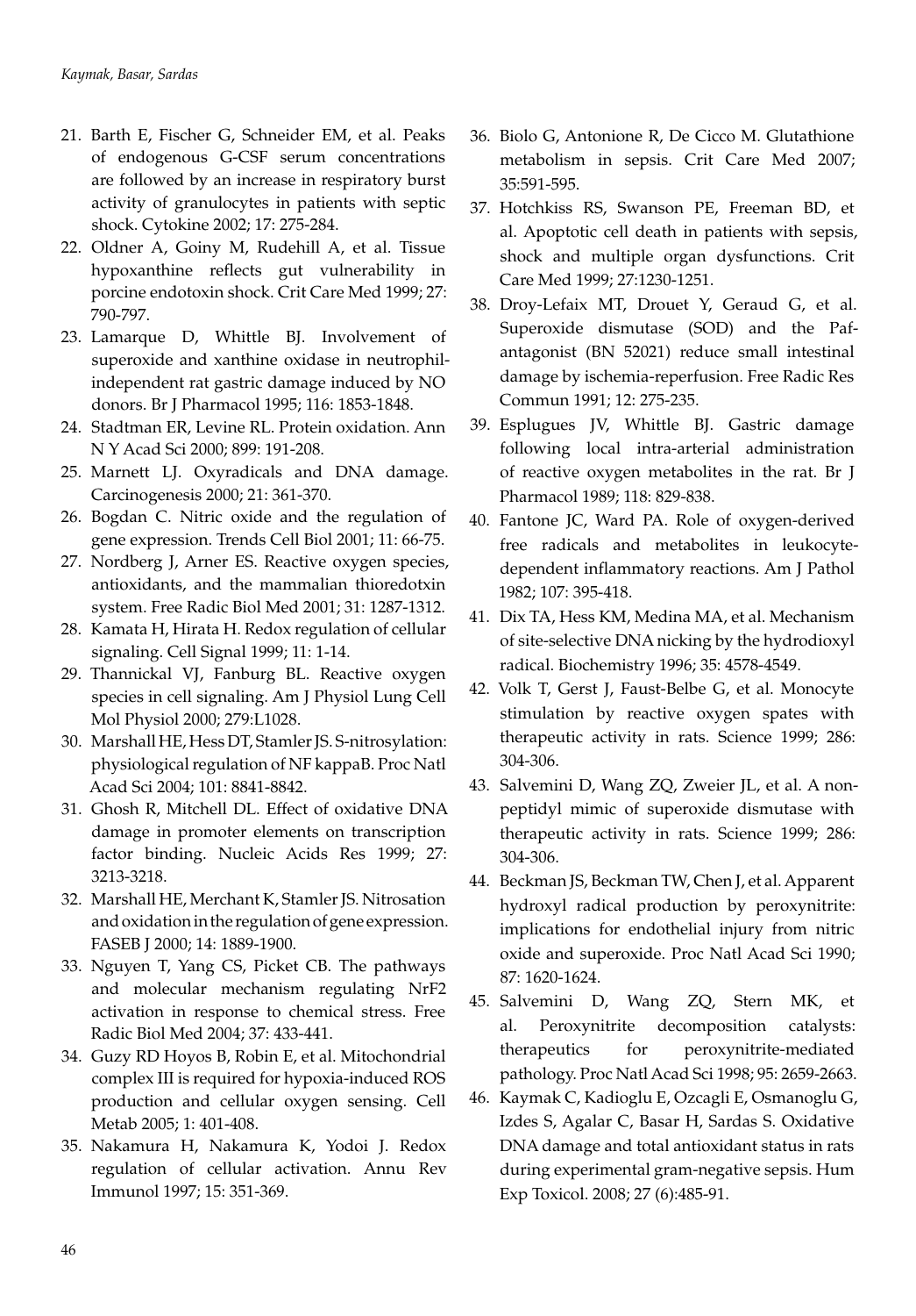21. Barth E, Fischer G, Schneider EM, et al. Peaks of endogenous G-CSF serum concentrations are followed by an increase in respiratory burst activity of granulocytes in patients with septic shock. Cytokine 2002; 17: 275-284.
22. Oldner A, Goiny M, Rudehill A, et al. Tissue hypoxanthine reflects gut vulnerability in porcine endotoxin shock. Crit Care Med 1999; 27: 790-797.
23. Lamarque D, Whittle BJ. Involvement of superoxide and xanthine oxidase in neutrophil-independent rat gastric damage induced by NO donors. Br J Pharmacol 1995; 116: 1853-1848.
24. Stadtman ER, Levine RL. Protein oxidation. Ann N Y Acad Sci 2000; 899: 191-208.
25. Marnett LJ. Oxyradicals and DNA damage. Carcinogenesis 2000; 21: 361-370.
26. Bogdan C. Nitric oxide and the regulation of gene expression. Trends Cell Biol 2001; 11: 66-75.
27. Nordberg J, Arner ES. Reactive oxygen species, antioxidants, and the mammalian thioredotxin system. Free Radic Biol Med 2001; 31: 1287-1312.
28. Kamata H, Hirata H. Redox regulation of cellular signaling. Cell Signal 1999; 11: 1-14.
29. Thannickal VJ, Fanburg BL. Reactive oxygen species in cell signaling. Am J Physiol Lung Cell Mol Physiol 2000; 279:L1028.
30. Marshall HE, Hess DT, Stamler JS. S-nitrosylation: physiological regulation of NF kappaB. Proc Natl Acad Sci 2004; 101: 8841-8842.
31. Ghosh R, Mitchell DL. Effect of oxidative DNA damage in promoter elements on transcription factor binding. Nucleic Acids Res 1999; 27: 3213-3218.
32. Marshall HE, Merchant K, Stamler JS. Nitrosation and oxidation in the regulation of gene expression. FASEB J 2000; 14: 1889-1900.
33. Nguyen T, Yang CS, Picket CB. The pathways and molecular mechanism regulating NrF2 activation in response to chemical stress. Free Radic Biol Med 2004; 37: 433-441.
34. Guzy RD Hoyos B, Robin E, et al. Mitochondrial complex III is required for hypoxia-induced ROS production and cellular oxygen sensing. Cell Metab 2005; 1: 401-408.
35. Nakamura H, Nakamura K, Yodoi J. Redox regulation of cellular activation. Annu Rev Immunol 1997; 15: 351-369.
36. Biolo G, Antonione R, De Cicco M. Glutathione metabolism in sepsis. Crit Care Med 2007; 35:591-595.
37. Hotchkiss RS, Swanson PE, Freeman BD, et al. Apoptotic cell death in patients with sepsis, shock and multiple organ dysfunctions. Crit Care Med 1999; 27:1230-1251.
38. Droy-Lefaix MT, Drouet Y, Geraud G, et al. Superoxide dismutase (SOD) and the Paf-antagonist (BN 52021) reduce small intestinal damage by ischemia-reperfusion. Free Radic Res Commun 1991; 12: 275-235.
39. Esplugues JV, Whittle BJ. Gastric damage following local intra-arterial administration of reactive oxygen metabolites in the rat. Br J Pharmacol 1989; 118: 829-838.
40. Fantone JC, Ward PA. Role of oxygen-derived free radicals and metabolites in leukocyte-dependent inflammatory reactions. Am J Pathol 1982; 107: 395-418.
41. Dix TA, Hess KM, Medina MA, et al. Mechanism of site-selective DNA nicking by the hydrodioxyl radical. Biochemistry 1996; 35: 4578-4549.
42. Volk T, Gerst J, Faust-Belbe G, et al. Monocyte stimulation by reactive oxygen spates with therapeutic activity in rats. Science 1999; 286: 304-306.
43. Salvemini D, Wang ZQ, Zweier JL, et al. A non-peptidyl mimic of superoxide dismutase with therapeutic activity in rats. Science 1999; 286: 304-306.
44. Beckman JS, Beckman TW, Chen J, et al. Apparent hydroxyl radical production by peroxynitrite: implications for endothelial injury from nitric oxide and superoxide. Proc Natl Acad Sci 1990; 87: 1620-1624.
45. Salvemini D, Wang ZQ, Stern MK, et al. Peroxynitrite decomposition catalysts: therapeutics for peroxynitrite-mediated pathology. Proc Natl Acad Sci 1998; 95: 2659-2663.
46. Kaymak C, Kadioglu E, Ozcagli E, Osmanoglu G, Izdes S, Agalar C, Basar H, Sardas S. Oxidative DNA damage and total antioxidant status in rats during experimental gram-negative sepsis. Hum Exp Toxicol. 2008; 27 (6):485-91.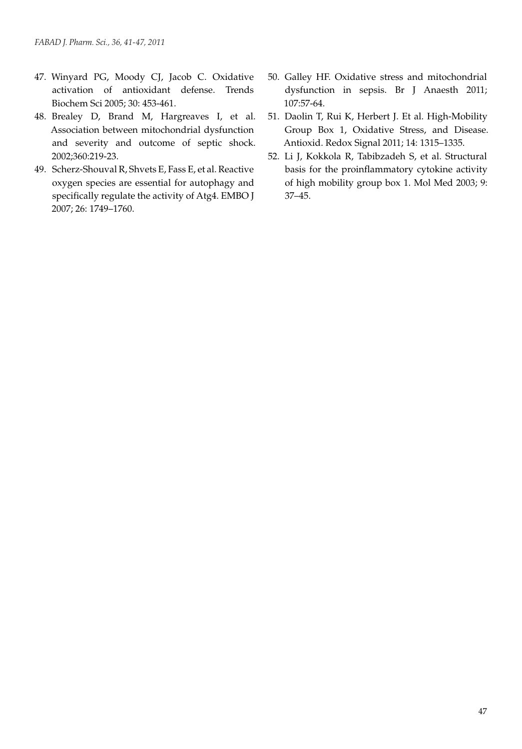47. Winyard PG, Moody CJ, Jacob C. Oxidative activation of antioxidant defense. Trends Biochem Sci 2005; 30: 453-461.
48. Brealey D, Brand M, Hargreaves I, et al. Association between mitochondrial dysfunction and severity and outcome of septic shock. 2002;360:219-23.
49. Scherz-Shouval R, Shvets E, Fass E, et al. Reactive oxygen species are essential for autophagy and specifically regulate the activity of Atg4. EMBO J 2007; 26: 1749–1760.
50. Galley HF. Oxidative stress and mitochondrial dysfunction in sepsis. Br J Anaesth 2011; 107:57-64.
51. Daolin T, Rui K, Herbert J. Et al. High-Mobility Group Box 1, Oxidative Stress, and Disease. Antioxid. Redox Signal 2011; 14: 1315–1335.
52. Li J, Kokkola R, Tabibzadeh S, et al. Structural basis for the proinflammatory cytokine activity of high mobility group box 1. Mol Med 2003; 9: 37–45.